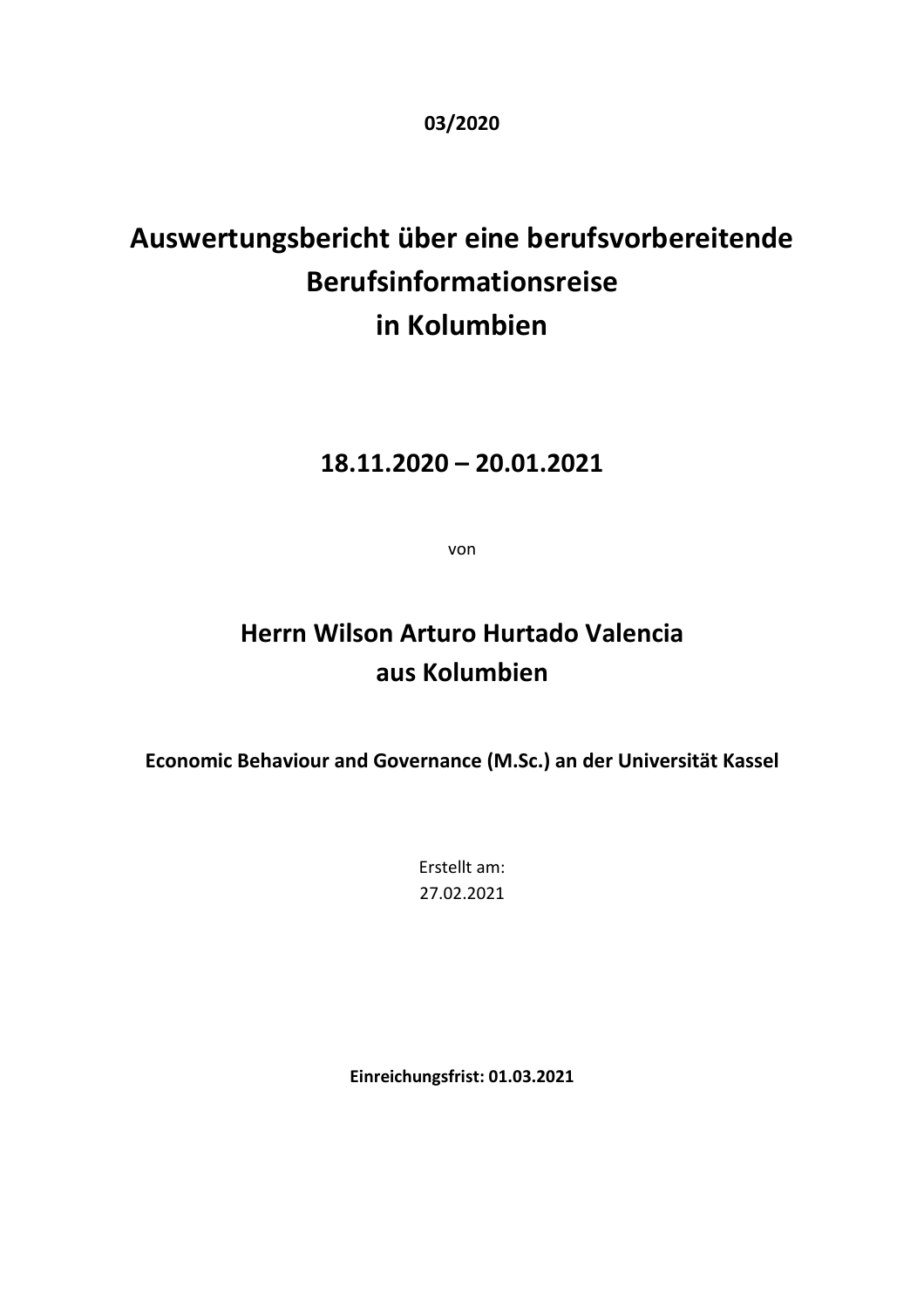**03/2020**

# Auswertungsbericht über eine berufsvorbereitende Berufsinformationsreise in Kolumbien

## 18.11.2020 – 20.01.2021

von

## Herrn Wilson Arturo Hurtado Valencia aus Kolumbien

**Economic Behaviour and Governance (M.Sc.) an der Universität Kassel**

Erstellt am:
27.02.2021

**Einreichungsfrist: 01.03.2021**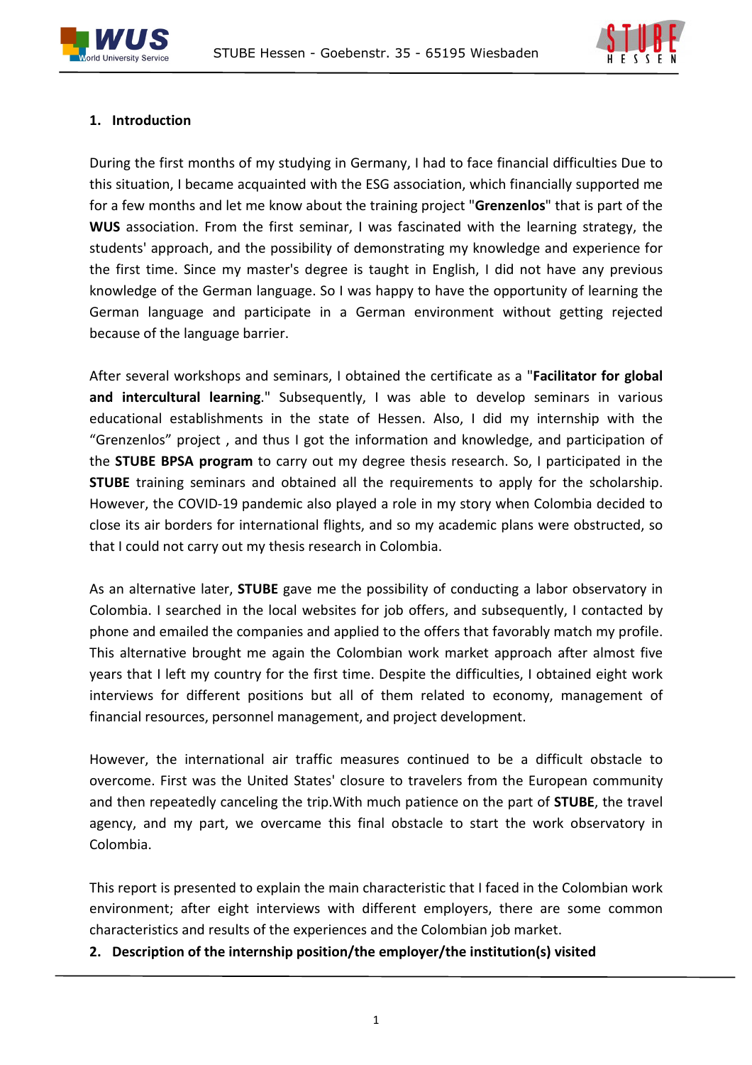## 1. Introduction

During the first months of my studying in Germany, I had to face financial difficulties Due to this situation, I became acquainted with the ESG association, which financially supported me for a few months and let me know about the training project "**Grenzenlos**" that is part of the **WUS** association. From the first seminar, I was fascinated with the learning strategy, the students' approach, and the possibility of demonstrating my knowledge and experience for the first time. Since my master's degree is taught in English, I did not have any previous knowledge of the German language. So I was happy to have the opportunity of learning the German language and participate in a German environment without getting rejected because of the language barrier.

After several workshops and seminars, I obtained the certificate as a "**Facilitator for global and intercultural learning**." Subsequently, I was able to develop seminars in various educational establishments in the state of Hessen. Also, I did my internship with the "Grenzenlos" project , and thus I got the information and knowledge, and participation of the **STUBE BPSA program** to carry out my degree thesis research. So, I participated in the **STUBE** training seminars and obtained all the requirements to apply for the scholarship. However, the COVID-19 pandemic also played a role in my story when Colombia decided to close its air borders for international flights, and so my academic plans were obstructed, so that I could not carry out my thesis research in Colombia.

As an alternative later, **STUBE** gave me the possibility of conducting a labor observatory in Colombia. I searched in the local websites for job offers, and subsequently, I contacted by phone and emailed the companies and applied to the offers that favorably match my profile. This alternative brought me again the Colombian work market approach after almost five years that I left my country for the first time. Despite the difficulties, I obtained eight work interviews for different positions but all of them related to economy, management of financial resources, personnel management, and project development.

However, the international air traffic measures continued to be a difficult obstacle to overcome. First was the United States' closure to travelers from the European community and then repeatedly canceling the trip.With much patience on the part of **STUBE**, the travel agency, and my part, we overcame this final obstacle to start the work observatory in Colombia.

This report is presented to explain the main characteristic that I faced in the Colombian work environment; after eight interviews with different employers, there are some common characteristics and results of the experiences and the Colombian job market.

## 2. Description of the internship position/the employer/the institution(s) visited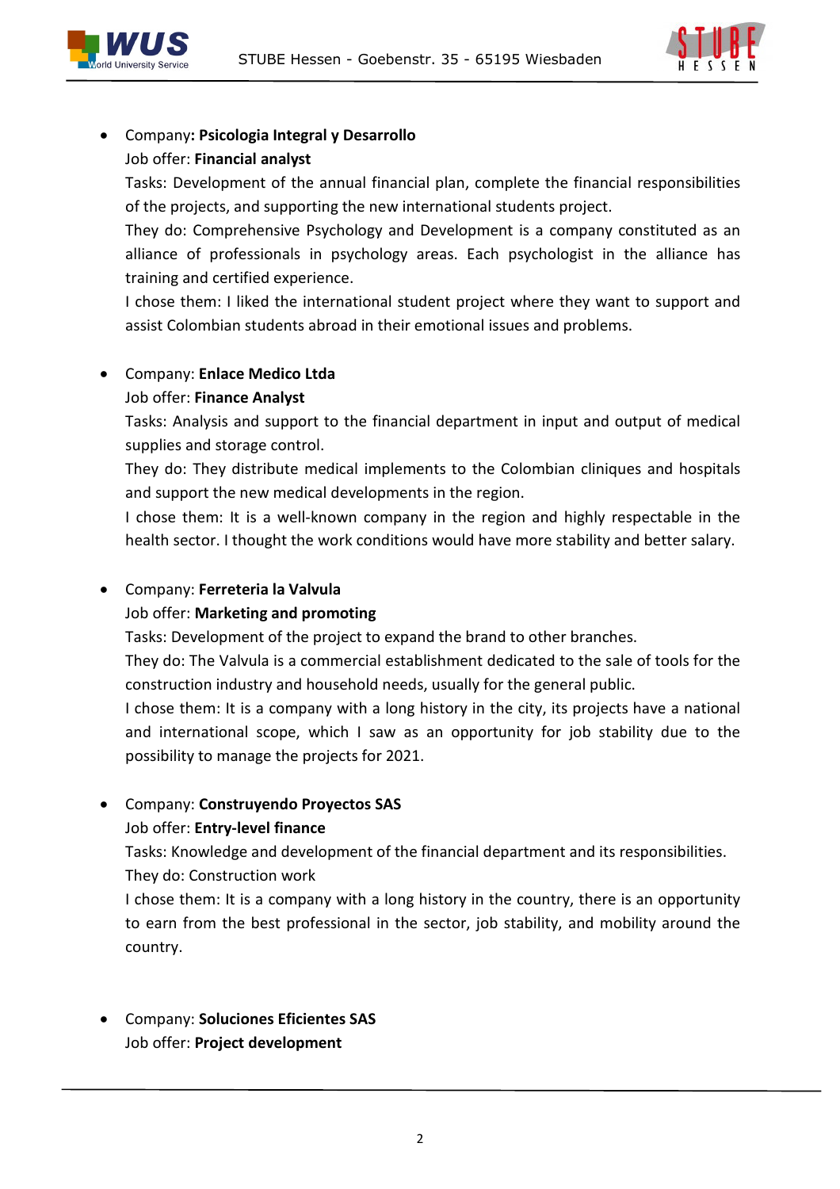- Company**: Psicologia Integral y Desarrollo**
  Job offer: **Financial analyst**
  Tasks: Development of the annual financial plan, complete the financial responsibilities of the projects, and supporting the new international students project.
  They do: Comprehensive Psychology and Development is a company constituted as an alliance of professionals in psychology areas. Each psychologist in the alliance has training and certified experience.
  I chose them: I liked the international student project where they want to support and assist Colombian students abroad in their emotional issues and problems.

- Company: **Enlace Medico Ltda**
  Job offer: **Finance Analyst**
  Tasks: Analysis and support to the financial department in input and output of medical supplies and storage control.
  They do: They distribute medical implements to the Colombian cliniques and hospitals and support the new medical developments in the region.
  I chose them: It is a well-known company in the region and highly respectable in the health sector. I thought the work conditions would have more stability and better salary.

- Company: **Ferreteria la Valvula**
  Job offer: **Marketing and promoting**
  Tasks: Development of the project to expand the brand to other branches.
  They do: The Valvula is a commercial establishment dedicated to the sale of tools for the construction industry and household needs, usually for the general public.
  I chose them: It is a company with a long history in the city, its projects have a national and international scope, which I saw as an opportunity for job stability due to the possibility to manage the projects for 2021.

- Company: **Construyendo Proyectos SAS**
  Job offer: **Entry-level finance**
  Tasks: Knowledge and development of the financial department and its responsibilities.
  They do: Construction work
  I chose them: It is a company with a long history in the country, there is an opportunity to earn from the best professional in the sector, job stability, and mobility around the country.

- Company: **Soluciones Eficientes SAS**
  Job offer: **Project development**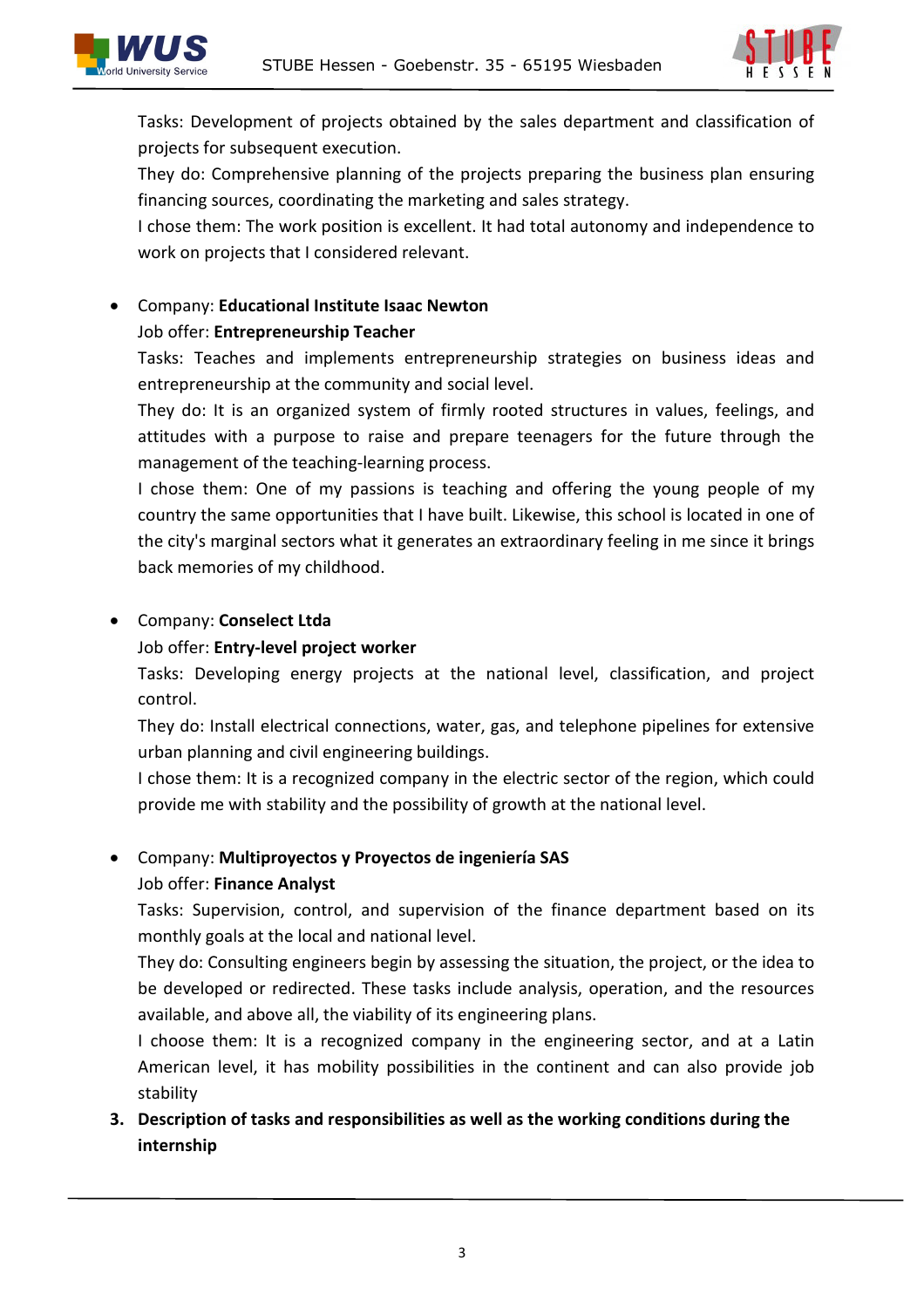Tasks: Development of projects obtained by the sales department and classification of projects for subsequent execution.
They do: Comprehensive planning of the projects preparing the business plan ensuring financing sources, coordinating the marketing and sales strategy.
I chose them: The work position is excellent. It had total autonomy and independence to work on projects that I considered relevant.

- Company: **Educational Institute Isaac Newton**
  Job offer: **Entrepreneurship Teacher**
  Tasks: Teaches and implements entrepreneurship strategies on business ideas and entrepreneurship at the community and social level.
  They do: It is an organized system of firmly rooted structures in values, feelings, and attitudes with a purpose to raise and prepare teenagers for the future through the management of the teaching-learning process.
  I chose them: One of my passions is teaching and offering the young people of my country the same opportunities that I have built. Likewise, this school is located in one of the city's marginal sectors what it generates an extraordinary feeling in me since it brings back memories of my childhood.

- Company: **Conselect Ltda**
  Job offer: **Entry-level project worker**
  Tasks: Developing energy projects at the national level, classification, and project control.
  They do: Install electrical connections, water, gas, and telephone pipelines for extensive urban planning and civil engineering buildings.
  I chose them: It is a recognized company in the electric sector of the region, which could provide me with stability and the possibility of growth at the national level.

- Company: **Multiproyectos y Proyectos de ingeniería SAS**
  Job offer: **Finance Analyst**
  Tasks: Supervision, control, and supervision of the finance department based on its monthly goals at the local and national level.
  They do: Consulting engineers begin by assessing the situation, the project, or the idea to be developed or redirected. These tasks include analysis, operation, and the resources available, and above all, the viability of its engineering plans.
  I choose them: It is a recognized company in the engineering sector, and at a Latin American level, it has mobility possibilities in the continent and can also provide job stability

3. **Description of tasks and responsibilities as well as the working conditions during the internship**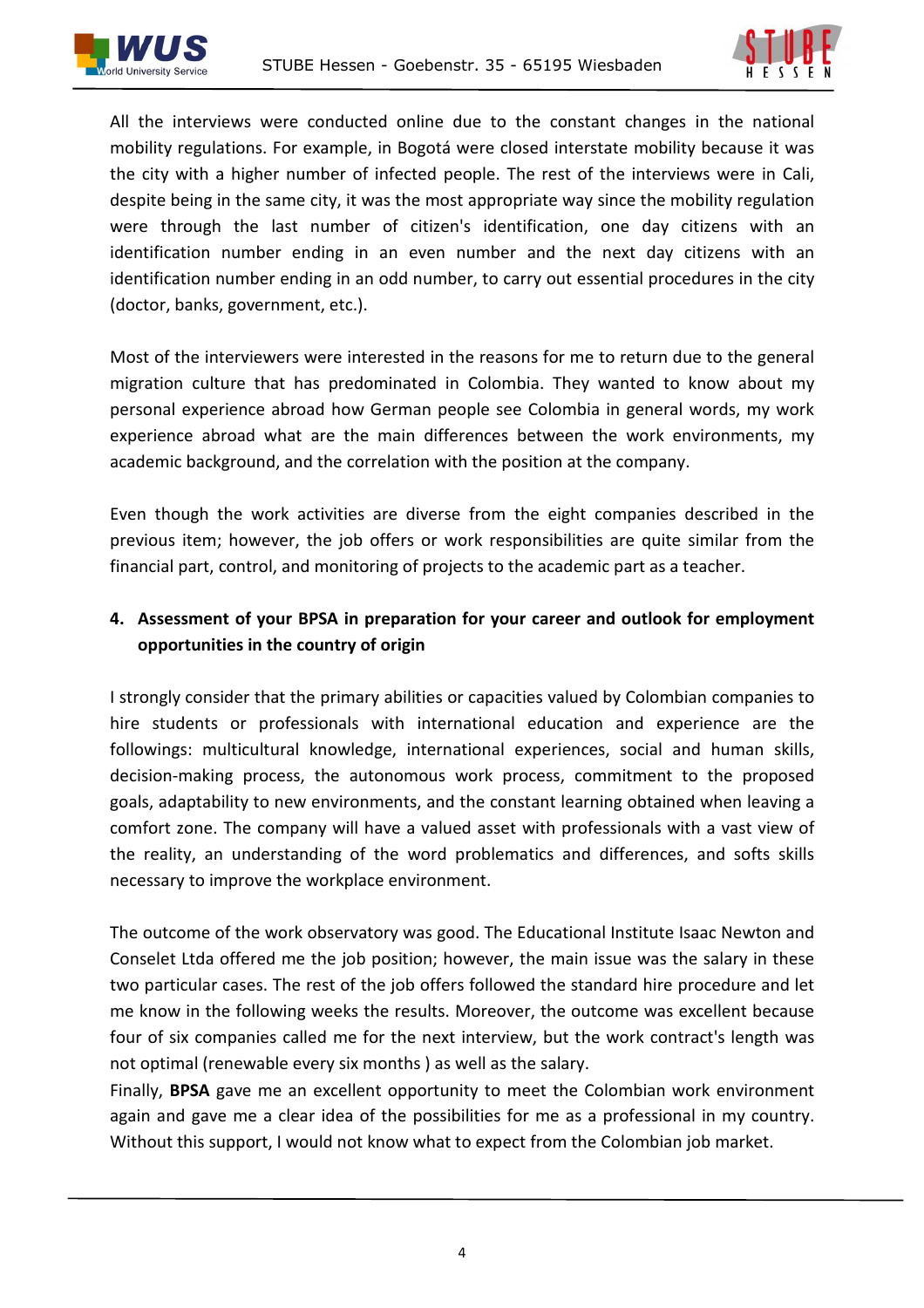All the interviews were conducted online due to the constant changes in the national mobility regulations. For example, in Bogotá were closed interstate mobility because it was the city with a higher number of infected people. The rest of the interviews were in Cali, despite being in the same city, it was the most appropriate way since the mobility regulation were through the last number of citizen's identification, one day citizens with an identification number ending in an even number and the next day citizens with an identification number ending in an odd number, to carry out essential procedures in the city (doctor, banks, government, etc.).

Most of the interviewers were interested in the reasons for me to return due to the general migration culture that has predominated in Colombia. They wanted to know about my personal experience abroad how German people see Colombia in general words, my work experience abroad what are the main differences between the work environments, my academic background, and the correlation with the position at the company.

Even though the work activities are diverse from the eight companies described in the previous item; however, the job offers or work responsibilities are quite similar from the financial part, control, and monitoring of projects to the academic part as a teacher.

## 4. Assessment of your BPSA in preparation for your career and outlook for employment opportunities in the country of origin

I strongly consider that the primary abilities or capacities valued by Colombian companies to hire students or professionals with international education and experience are the followings: multicultural knowledge, international experiences, social and human skills, decision-making process, the autonomous work process, commitment to the proposed goals, adaptability to new environments, and the constant learning obtained when leaving a comfort zone. The company will have a valued asset with professionals with a vast view of the reality, an understanding of the word problematics and differences, and softs skills necessary to improve the workplace environment.

The outcome of the work observatory was good. The Educational Institute Isaac Newton and Conselet Ltda offered me the job position; however, the main issue was the salary in these two particular cases. The rest of the job offers followed the standard hire procedure and let me know in the following weeks the results. Moreover, the outcome was excellent because four of six companies called me for the next interview, but the work contract's length was not optimal (renewable every six months ) as well as the salary.

Finally, **BPSA** gave me an excellent opportunity to meet the Colombian work environment again and gave me a clear idea of the possibilities for me as a professional in my country. Without this support, I would not know what to expect from the Colombian job market.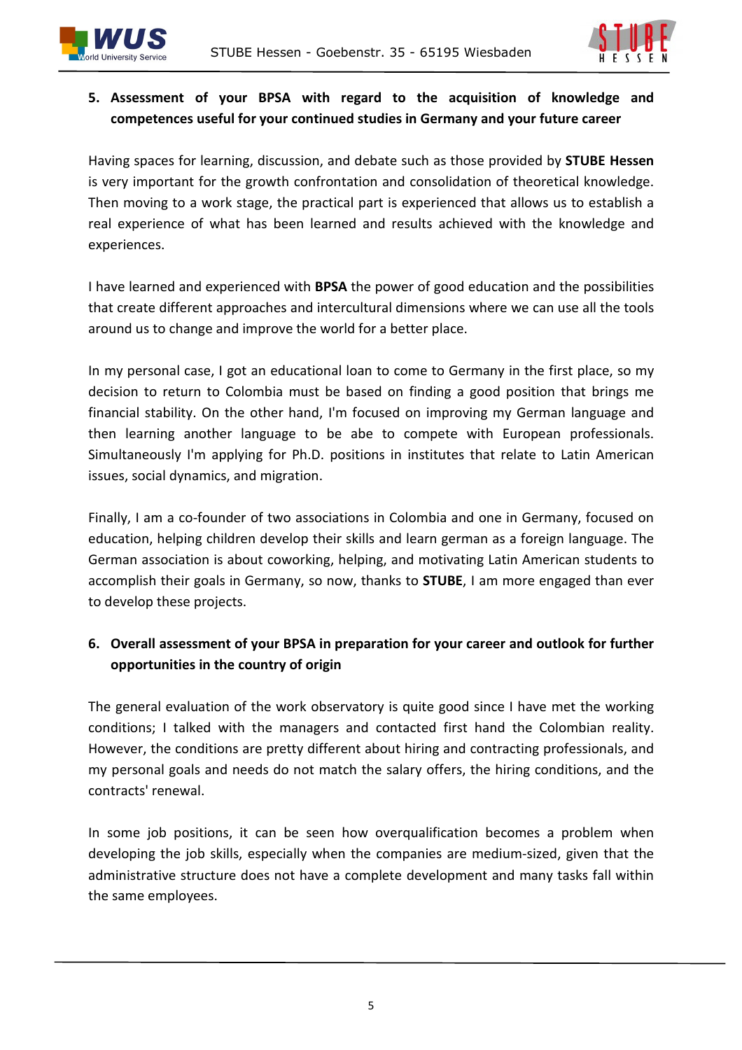## 5. Assessment of your BPSA with regard to the acquisition of knowledge and competences useful for your continued studies in Germany and your future career

Having spaces for learning, discussion, and debate such as those provided by **STUBE Hessen** is very important for the growth confrontation and consolidation of theoretical knowledge. Then moving to a work stage, the practical part is experienced that allows us to establish a real experience of what has been learned and results achieved with the knowledge and experiences.

I have learned and experienced with **BPSA** the power of good education and the possibilities that create different approaches and intercultural dimensions where we can use all the tools around us to change and improve the world for a better place.

In my personal case, I got an educational loan to come to Germany in the first place, so my decision to return to Colombia must be based on finding a good position that brings me financial stability. On the other hand, I'm focused on improving my German language and then learning another language to be abe to compete with European professionals. Simultaneously I'm applying for Ph.D. positions in institutes that relate to Latin American issues, social dynamics, and migration.

Finally, I am a co-founder of two associations in Colombia and one in Germany, focused on education, helping children develop their skills and learn german as a foreign language. The German association is about coworking, helping, and motivating Latin American students to accomplish their goals in Germany, so now, thanks to **STUBE**, I am more engaged than ever to develop these projects.

## 6. Overall assessment of your BPSA in preparation for your career and outlook for further opportunities in the country of origin

The general evaluation of the work observatory is quite good since I have met the working conditions; I talked with the managers and contacted first hand the Colombian reality. However, the conditions are pretty different about hiring and contracting professionals, and my personal goals and needs do not match the salary offers, the hiring conditions, and the contracts' renewal.

In some job positions, it can be seen how overqualification becomes a problem when developing the job skills, especially when the companies are medium-sized, given that the administrative structure does not have a complete development and many tasks fall within the same employees.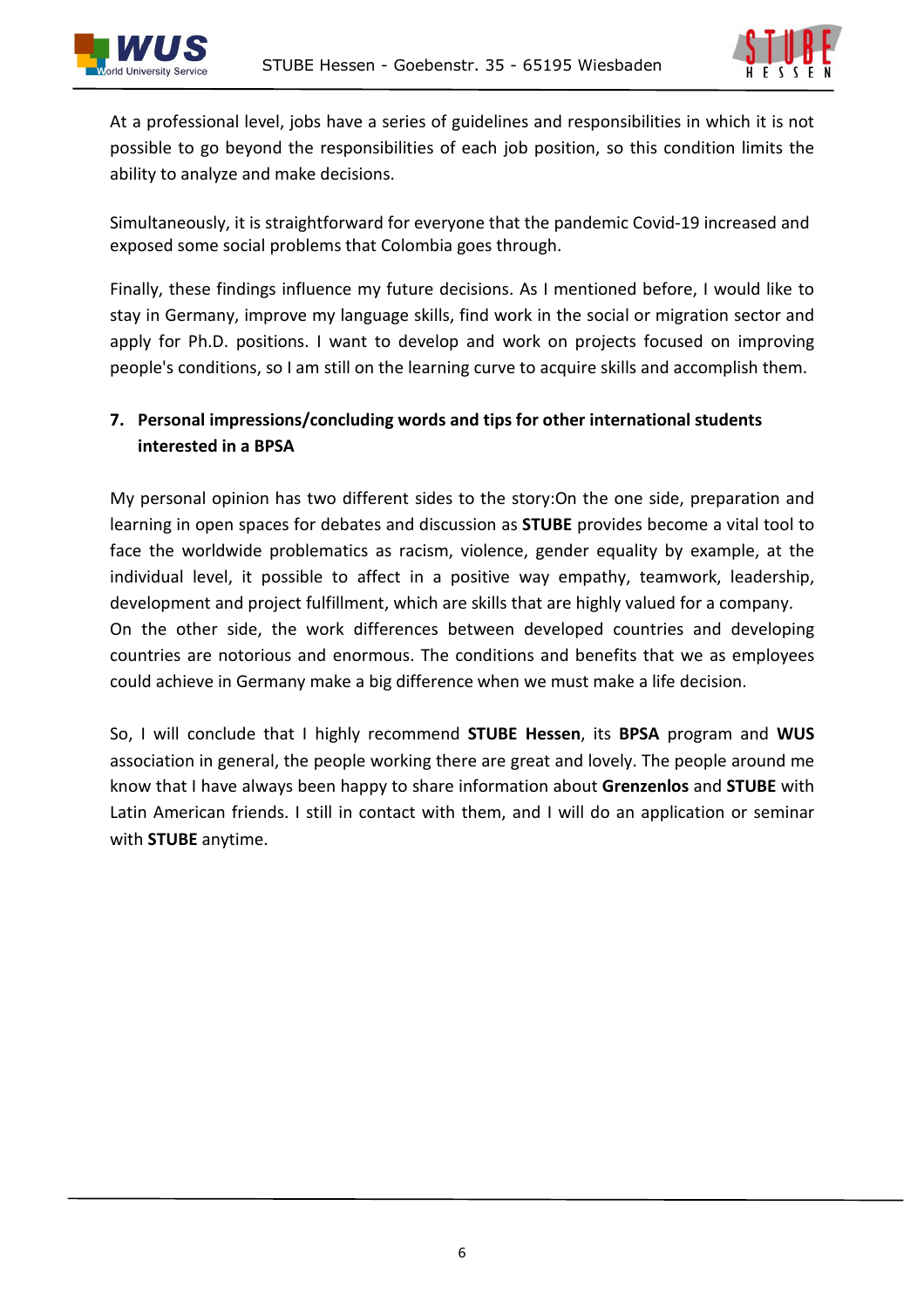At a professional level, jobs have a series of guidelines and responsibilities in which it is not possible to go beyond the responsibilities of each job position, so this condition limits the ability to analyze and make decisions.

Simultaneously, it is straightforward for everyone that the pandemic Covid-19 increased and exposed some social problems that Colombia goes through.

Finally, these findings influence my future decisions. As I mentioned before, I would like to stay in Germany, improve my language skills, find work in the social or migration sector and apply for Ph.D. positions. I want to develop and work on projects focused on improving people's conditions, so I am still on the learning curve to acquire skills and accomplish them.

## 7. Personal impressions/concluding words and tips for other international students interested in a BPSA

My personal opinion has two different sides to the story:On the one side, preparation and learning in open spaces for debates and discussion as **STUBE** provides become a vital tool to face the worldwide problematics as racism, violence, gender equality by example, at the individual level, it possible to affect in a positive way empathy, teamwork, leadership, development and project fulfillment, which are skills that are highly valued for a company.
On the other side, the work differences between developed countries and developing countries are notorious and enormous. The conditions and benefits that we as employees could achieve in Germany make a big difference when we must make a life decision.

So, I will conclude that I highly recommend **STUBE Hessen**, its **BPSA** program and **WUS** association in general, the people working there are great and lovely. The people around me know that I have always been happy to share information about **Grenzenlos** and **STUBE** with Latin American friends. I still in contact with them, and I will do an application or seminar with **STUBE** anytime.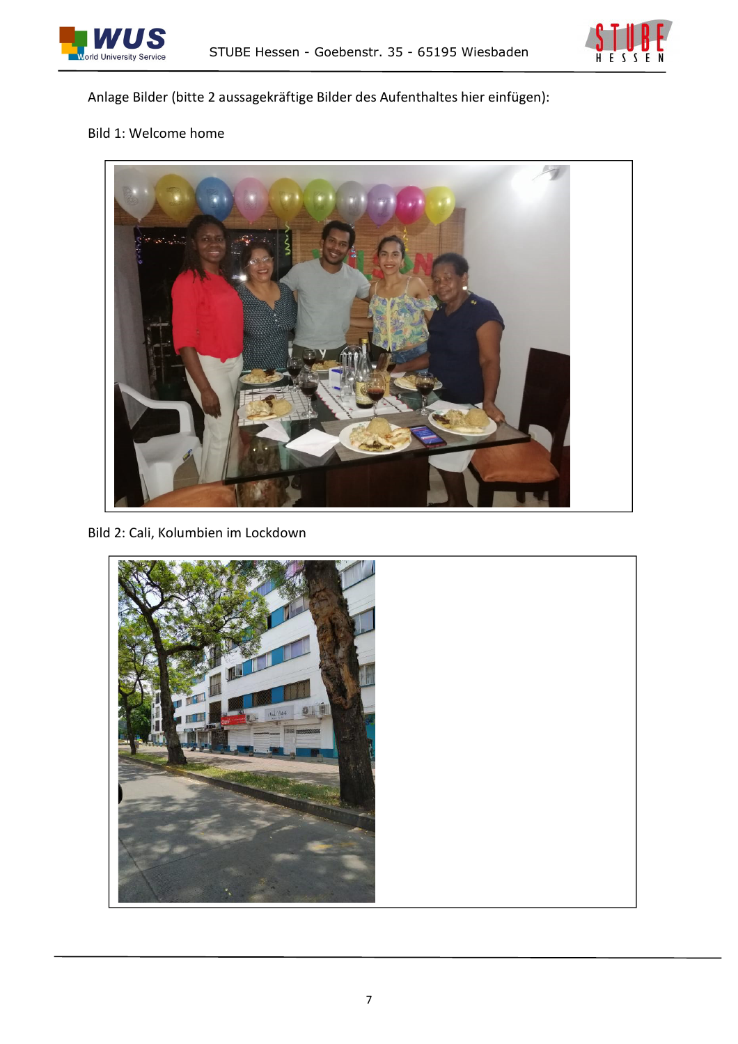Anlage Bilder (bitte 2 aussagekräftige Bilder des Aufenthaltes hier einfügen):

Bild 1: Welcome home

Bild 2: Cali, Kolumbien im Lockdown